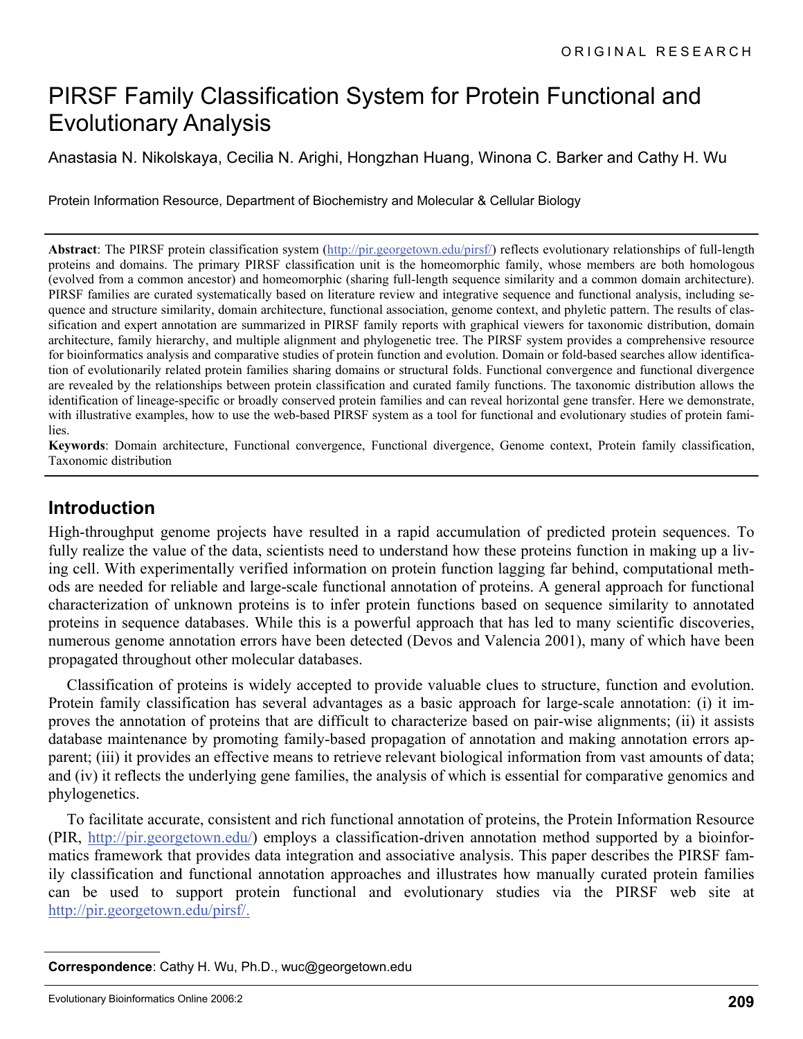ORIGINAL RESEARCH

# PIRSF Family Classification System for Protein Functional and Evolutionary Analysis

Anastasia N. Nikolskaya, Cecilia N. Arighi, Hongzhan Huang, Winona C. Barker and Cathy H. Wu

Protein Information Resource, Department of Biochemistry and Molecular & Cellular Biology

**Abstract**: The PIRSF protein classification system (http://pir.georgetown.edu/pirsf/) reflects evolutionary relationships of full-length proteins and domains. The primary PIRSF classification unit is the homeomorphic family, whose members are both homologous (evolved from a common ancestor) and homeomorphic (sharing full-length sequence similarity and a common domain architecture). PIRSF families are curated systematically based on literature review and integrative sequence and functional analysis, including sequence and structure similarity, domain architecture, functional association, genome context, and phyletic pattern. The results of classification and expert annotation are summarized in PIRSF family reports with graphical viewers for taxonomic distribution, domain architecture, family hierarchy, and multiple alignment and phylogenetic tree. The PIRSF system provides a comprehensive resource for bioinformatics analysis and comparative studies of protein function and evolution. Domain or fold-based searches allow identification of evolutionarily related protein families sharing domains or structural folds. Functional convergence and functional divergence are revealed by the relationships between protein classification and curated family functions. The taxonomic distribution allows the identification of lineage-specific or broadly conserved protein families and can reveal horizontal gene transfer. Here we demonstrate, with illustrative examples, how to use the web-based PIRSF system as a tool for functional and evolutionary studies of protein families.

**Keywords**: Domain architecture, Functional convergence, Functional divergence, Genome context, Protein family classification, Taxonomic distribution

## Introduction

High-throughput genome projects have resulted in a rapid accumulation of predicted protein sequences. To fully realize the value of the data, scientists need to understand how these proteins function in making up a living cell. With experimentally verified information on protein function lagging far behind, computational methods are needed for reliable and large-scale functional annotation of proteins. A general approach for functional characterization of unknown proteins is to infer protein functions based on sequence similarity to annotated proteins in sequence databases. While this is a powerful approach that has led to many scientific discoveries, numerous genome annotation errors have been detected (Devos and Valencia 2001), many of which have been propagated throughout other molecular databases.

Classification of proteins is widely accepted to provide valuable clues to structure, function and evolution. Protein family classification has several advantages as a basic approach for large-scale annotation: (i) it improves the annotation of proteins that are difficult to characterize based on pair-wise alignments; (ii) it assists database maintenance by promoting family-based propagation of annotation and making annotation errors apparent; (iii) it provides an effective means to retrieve relevant biological information from vast amounts of data; and (iv) it reflects the underlying gene families, the analysis of which is essential for comparative genomics and phylogenetics.

To facilitate accurate, consistent and rich functional annotation of proteins, the Protein Information Resource (PIR, http://pir.georgetown.edu/) employs a classification-driven annotation method supported by a bioinformatics framework that provides data integration and associative analysis. This paper describes the PIRSF family classification and functional annotation approaches and illustrates how manually curated protein families can be used to support protein functional and evolutionary studies via the PIRSF web site at http://pir.georgetown.edu/pirsf/.

**Correspondence**: Cathy H. Wu, Ph.D., wuc@georgetown.edu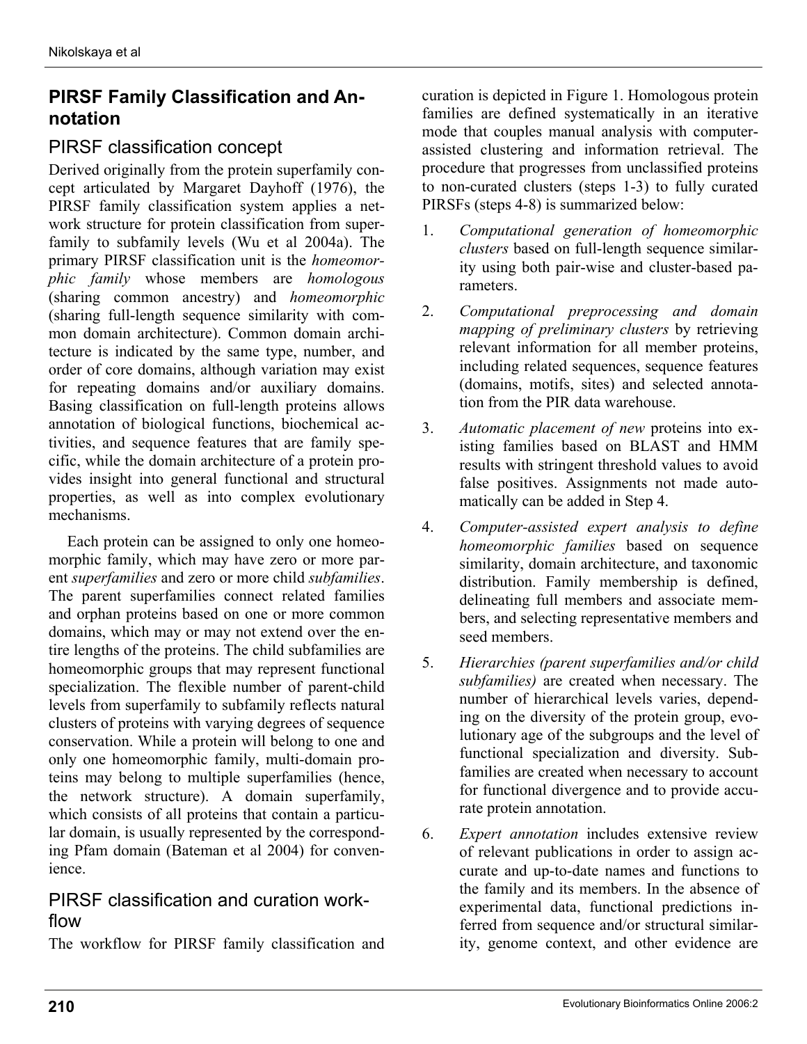## PIRSF Family Classification and Annotation

### PIRSF classification concept

Derived originally from the protein superfamily concept articulated by Margaret Dayhoff (1976), the PIRSF family classification system applies a network structure for protein classification from superfamily to subfamily levels (Wu et al 2004a). The primary PIRSF classification unit is the *homeomorphic family* whose members are *homologous* (sharing common ancestry) and *homeomorphic* (sharing full-length sequence similarity with common domain architecture). Common domain architecture is indicated by the same type, number, and order of core domains, although variation may exist for repeating domains and/or auxiliary domains. Basing classification on full-length proteins allows annotation of biological functions, biochemical activities, and sequence features that are family specific, while the domain architecture of a protein provides insight into general functional and structural properties, as well as into complex evolutionary mechanisms.

Each protein can be assigned to only one homeomorphic family, which may have zero or more parent *superfamilies* and zero or more child *subfamilies*. The parent superfamilies connect related families and orphan proteins based on one or more common domains, which may or may not extend over the entire lengths of the proteins. The child subfamilies are homeomorphic groups that may represent functional specialization. The flexible number of parent-child levels from superfamily to subfamily reflects natural clusters of proteins with varying degrees of sequence conservation. While a protein will belong to one and only one homeomorphic family, multi-domain proteins may belong to multiple superfamilies (hence, the network structure). A domain superfamily, which consists of all proteins that contain a particular domain, is usually represented by the corresponding Pfam domain (Bateman et al 2004) for convenience.

### PIRSF classification and curation workflow

The workflow for PIRSF family classification and curation is depicted in Figure 1. Homologous protein families are defined systematically in an iterative mode that couples manual analysis with computer-assisted clustering and information retrieval. The procedure that progresses from unclassified proteins to non-curated clusters (steps 1-3) to fully curated PIRSFs (steps 4-8) is summarized below:

1. *Computational generation of homeomorphic clusters* based on full-length sequence similarity using both pair-wise and cluster-based parameters.
2. *Computational preprocessing and domain mapping of preliminary clusters* by retrieving relevant information for all member proteins, including related sequences, sequence features (domains, motifs, sites) and selected annotation from the PIR data warehouse.
3. *Automatic placement of new* proteins into existing families based on BLAST and HMM results with stringent threshold values to avoid false positives. Assignments not made automatically can be added in Step 4.
4. *Computer-assisted expert analysis to define homeomorphic families* based on sequence similarity, domain architecture, and taxonomic distribution. Family membership is defined, delineating full members and associate members, and selecting representative members and seed members.
5. *Hierarchies (parent superfamilies and/or child subfamilies)* are created when necessary. The number of hierarchical levels varies, depending on the diversity of the protein group, evolutionary age of the subgroups and the level of functional specialization and diversity. Subfamilies are created when necessary to account for functional divergence and to provide accurate protein annotation.
6. *Expert annotation* includes extensive review of relevant publications in order to assign accurate and up-to-date names and functions to the family and its members. In the absence of experimental data, functional predictions inferred from sequence and/or structural similarity, genome context, and other evidence are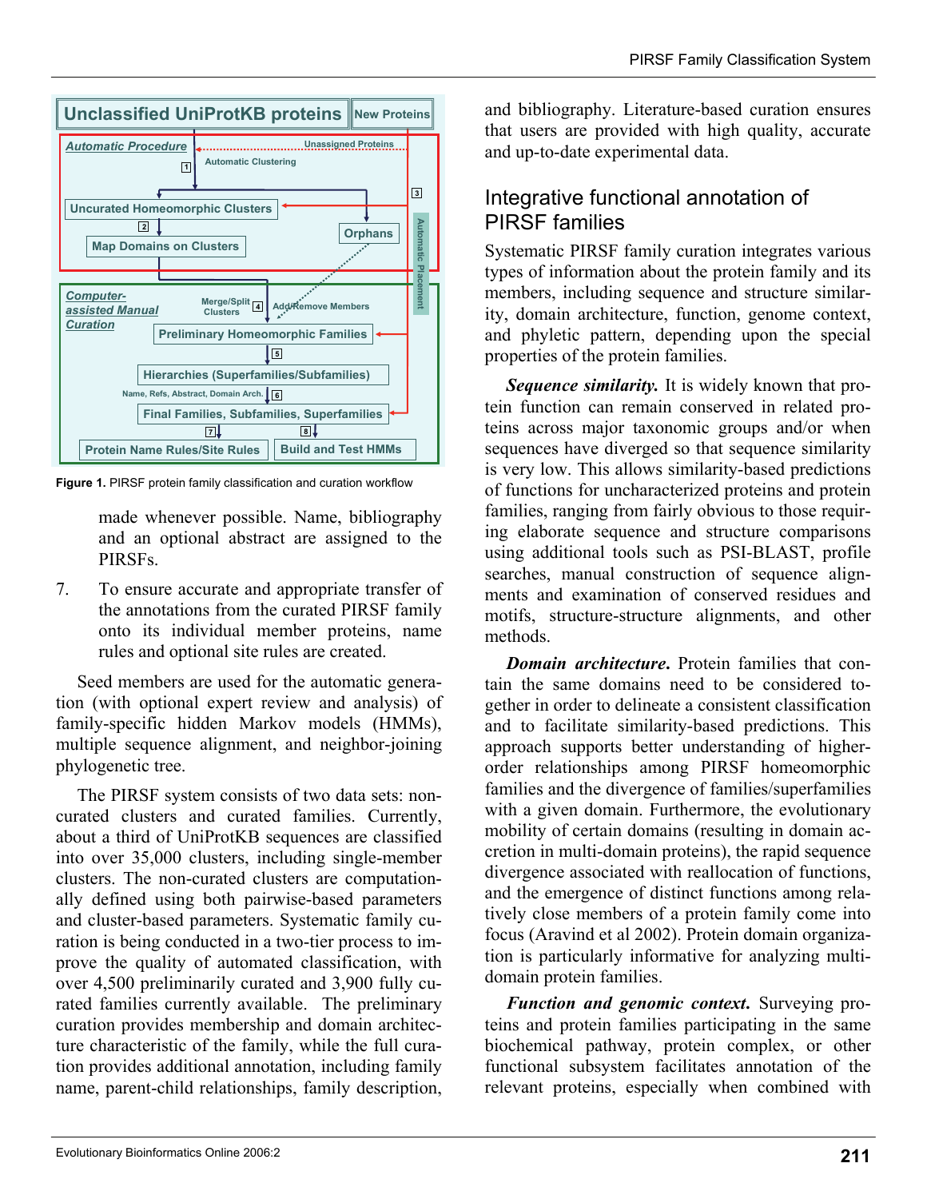Figure 1. PIRSF protein family classification and curation workflow

made whenever possible. Name, bibliography and an optional abstract are assigned to the PIRSFs.

7. To ensure accurate and appropriate transfer of the annotations from the curated PIRSF family onto its individual member proteins, name rules and optional site rules are created.

Seed members are used for the automatic generation (with optional expert review and analysis) of family-specific hidden Markov models (HMMs), multiple sequence alignment, and neighbor-joining phylogenetic tree.

The PIRSF system consists of two data sets: non-curated clusters and curated families. Currently, about a third of UniProtKB sequences are classified into over 35,000 clusters, including single-member clusters. The non-curated clusters are computationally defined using both pairwise-based parameters and cluster-based parameters. Systematic family curation is being conducted in a two-tier process to improve the quality of automated classification, with over 4,500 preliminarily curated and 3,900 fully curated families currently available. The preliminary curation provides membership and domain architecture characteristic of the family, while the full curation provides additional annotation, including family name, parent-child relationships, family description, and bibliography. Literature-based curation ensures that users are provided with high quality, accurate and up-to-date experimental data.

## Integrative functional annotation of PIRSF families

Systematic PIRSF family curation integrates various types of information about the protein family and its members, including sequence and structure similarity, domain architecture, function, genome context, and phyletic pattern, depending upon the special properties of the protein families.

***Sequence similarity.*** It is widely known that protein function can remain conserved in related proteins across major taxonomic groups and/or when sequences have diverged so that sequence similarity is very low. This allows similarity-based predictions of functions for uncharacterized proteins and protein families, ranging from fairly obvious to those requiring elaborate sequence and structure comparisons using additional tools such as PSI-BLAST, profile searches, manual construction of sequence alignments and examination of conserved residues and motifs, structure-structure alignments, and other methods.

***Domain architecture.*** Protein families that contain the same domains need to be considered together in order to delineate a consistent classification and to facilitate similarity-based predictions. This approach supports better understanding of higher-order relationships among PIRSF homeomorphic families and the divergence of families/superfamilies with a given domain. Furthermore, the evolutionary mobility of certain domains (resulting in domain accretion in multi-domain proteins), the rapid sequence divergence associated with reallocation of functions, and the emergence of distinct functions among relatively close members of a protein family come into focus (Aravind et al 2002). Protein domain organization is particularly informative for analyzing multi-domain protein families.

***Function and genomic context.*** Surveying proteins and protein families participating in the same biochemical pathway, protein complex, or other functional subsystem facilitates annotation of the relevant proteins, especially when combined with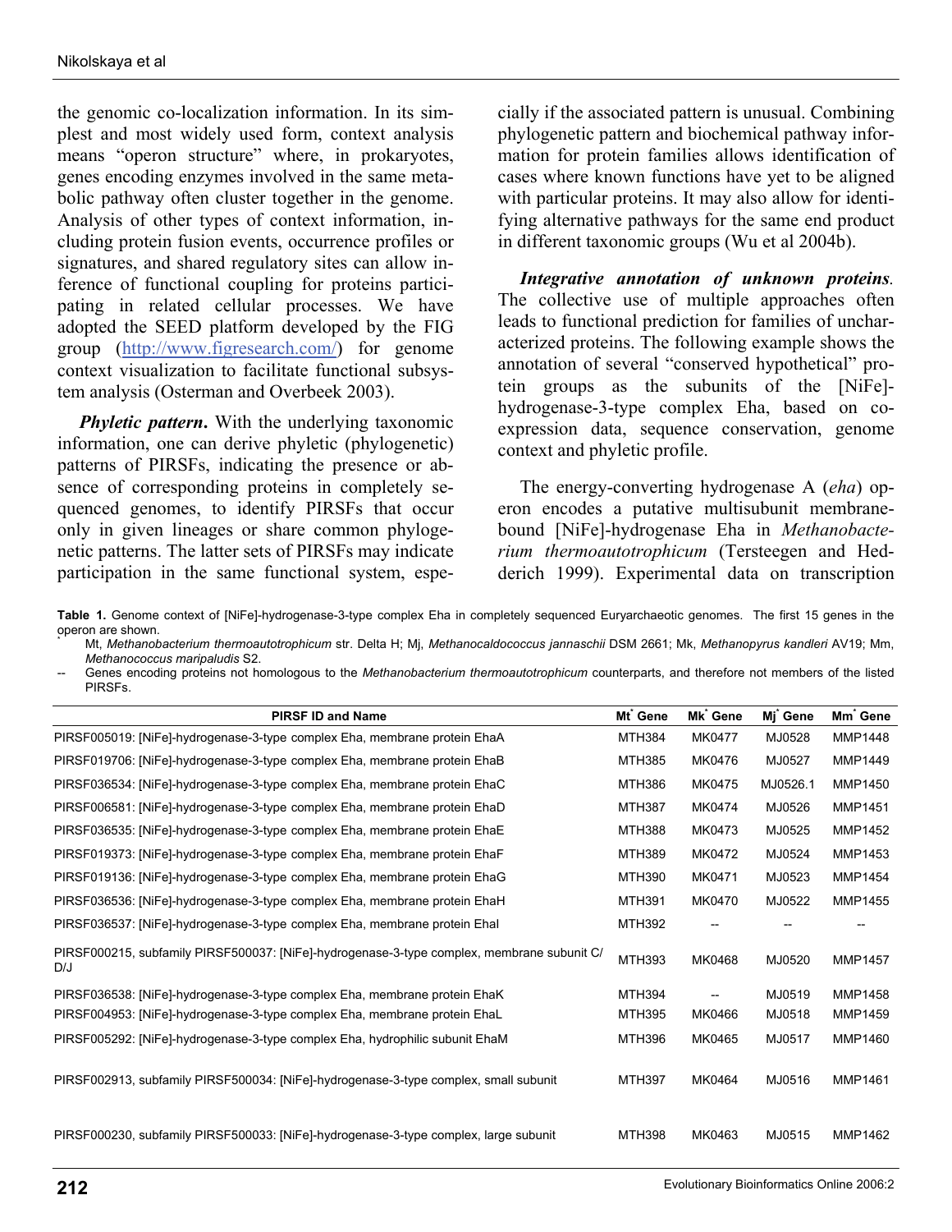the genomic co-localization information. In its simplest and most widely used form, context analysis means "operon structure" where, in prokaryotes, genes encoding enzymes involved in the same metabolic pathway often cluster together in the genome. Analysis of other types of context information, including protein fusion events, occurrence profiles or signatures, and shared regulatory sites can allow inference of functional coupling for proteins participating in related cellular processes. We have adopted the SEED platform developed by the FIG group (http://www.figresearch.com/) for genome context visualization to facilitate functional subsystem analysis (Osterman and Overbeek 2003).

***Phyletic pattern***. With the underlying taxonomic information, one can derive phyletic (phylogenetic) patterns of PIRSFs, indicating the presence or absence of corresponding proteins in completely sequenced genomes, to identify PIRSFs that occur only in given lineages or share common phylogenetic patterns. The latter sets of PIRSFs may indicate participation in the same functional system, especially if the associated pattern is unusual. Combining phylogenetic pattern and biochemical pathway information for protein families allows identification of cases where known functions have yet to be aligned with particular proteins. It may also allow for identifying alternative pathways for the same end product in different taxonomic groups (Wu et al 2004b).

***Integrative annotation of unknown proteins***. The collective use of multiple approaches often leads to functional prediction for families of uncharacterized proteins. The following example shows the annotation of several "conserved hypothetical" protein groups as the subunits of the [NiFe]-hydrogenase-3-type complex Eha, based on co-expression data, sequence conservation, genome context and phyletic profile.

The energy-converting hydrogenase A (*eha*) operon encodes a putative multisubunit membrane-bound [NiFe]-hydrogenase Eha in *Methanobacterium thermoautotrophicum* (Tersteegen and Hedderich 1999). Experimental data on transcription

**Table 1.** Genome context of [NiFe]-hydrogenase-3-type complex Eha in completely sequenced Euryarchaeotic genomes. The first 15 genes in the operon are shown.

\* Mt, *Methanobacterium thermoautotrophicum* str. Delta H; Mj, *Methanocaldococcus jannaschii* DSM 2661; Mk, *Methanopyrus kandleri* AV19; Mm, *Methanococcus maripaludis* S2.

-- Genes encoding proteins not homologous to the *Methanobacterium thermoautotrophicum* counterparts, and therefore not members of the listed PIRSFs.

| PIRSF ID and Name | Mt* Gene | Mk* Gene | Mj* Gene | Mm* Gene |
|---|---|---|---|---|
| PIRSF005019: [NiFe]-hydrogenase-3-type complex Eha, membrane protein EhaA | MTH384 | MK0477 | MJ0528 | MMP1448 |
| PIRSF019706: [NiFe]-hydrogenase-3-type complex Eha, membrane protein EhaB | MTH385 | MK0476 | MJ0527 | MMP1449 |
| PIRSF036534: [NiFe]-hydrogenase-3-type complex Eha, membrane protein EhaC | MTH386 | MK0475 | MJ0526.1 | MMP1450 |
| PIRSF006581: [NiFe]-hydrogenase-3-type complex Eha, membrane protein EhaD | MTH387 | MK0474 | MJ0526 | MMP1451 |
| PIRSF036535: [NiFe]-hydrogenase-3-type complex Eha, membrane protein EhaE | MTH388 | MK0473 | MJ0525 | MMP1452 |
| PIRSF019373: [NiFe]-hydrogenase-3-type complex Eha, membrane protein EhaF | MTH389 | MK0472 | MJ0524 | MMP1453 |
| PIRSF019136: [NiFe]-hydrogenase-3-type complex Eha, membrane protein EhaG | MTH390 | MK0471 | MJ0523 | MMP1454 |
| PIRSF036536: [NiFe]-hydrogenase-3-type complex Eha, membrane protein EhaH | MTH391 | MK0470 | MJ0522 | MMP1455 |
| PIRSF036537: [NiFe]-hydrogenase-3-type complex Eha, membrane protein EhaI | MTH392 | -- | -- | -- |
| PIRSF000215, subfamily PIRSF500037: [NiFe]-hydrogenase-3-type complex, membrane subunit C/D/J | MTH393 | MK0468 | MJ0520 | MMP1457 |
| PIRSF036538: [NiFe]-hydrogenase-3-type complex Eha, membrane protein EhaK | MTH394 | -- | MJ0519 | MMP1458 |
| PIRSF004953: [NiFe]-hydrogenase-3-type complex Eha, membrane protein EhaL | MTH395 | MK0466 | MJ0518 | MMP1459 |
| PIRSF005292: [NiFe]-hydrogenase-3-type complex Eha, hydrophilic subunit EhaM | MTH396 | MK0465 | MJ0517 | MMP1460 |
| PIRSF002913, subfamily PIRSF500034: [NiFe]-hydrogenase-3-type complex, small subunit | MTH397 | MK0464 | MJ0516 | MMP1461 |
| PIRSF000230, subfamily PIRSF500033: [NiFe]-hydrogenase-3-type complex, large subunit | MTH398 | MK0463 | MJ0515 | MMP1462 |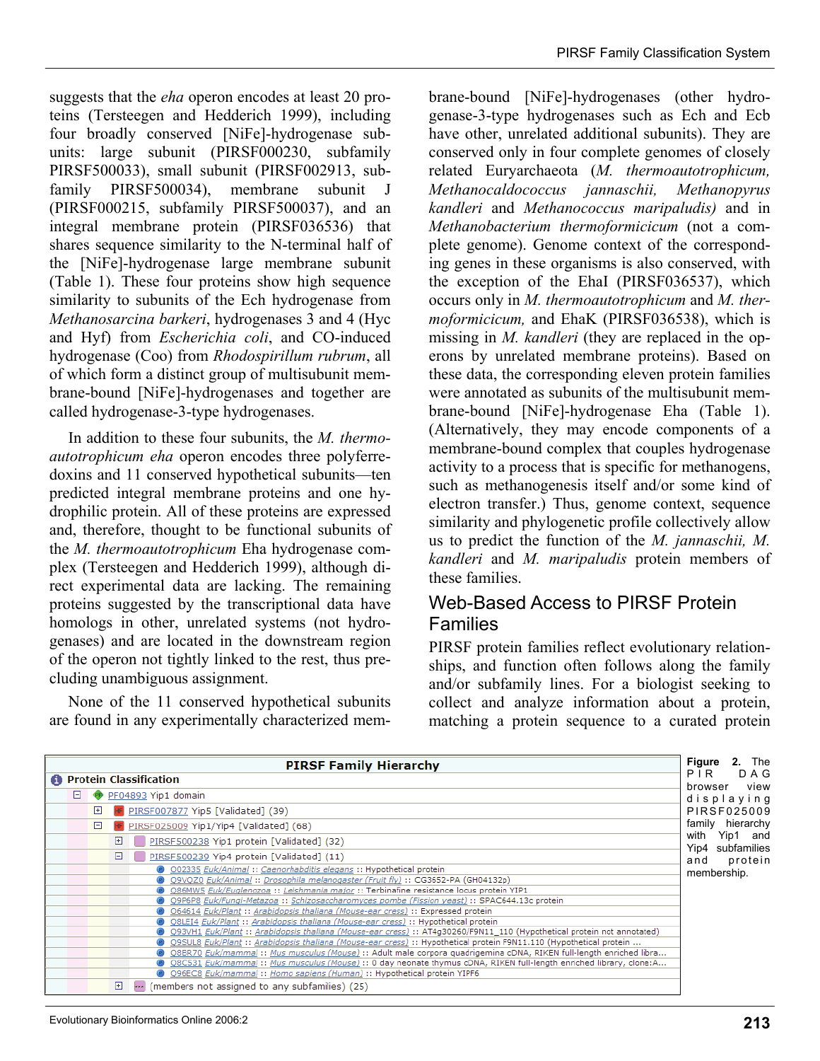suggests that the *eha* operon encodes at least 20 proteins (Tersteegen and Hedderich 1999), including four broadly conserved [NiFe]-hydrogenase subunits: large subunit (PIRSF000230, subfamily PIRSF500033), small subunit (PIRSF002913, subfamily PIRSF500034), membrane subunit J (PIRSF000215, subfamily PIRSF500037), and an integral membrane protein (PIRSF036536) that shares sequence similarity to the N-terminal half of the [NiFe]-hydrogenase large membrane subunit (Table 1). These four proteins show high sequence similarity to subunits of the Ech hydrogenase from *Methanosarcina barkeri*, hydrogenases 3 and 4 (Hyc and Hyf) from *Escherichia coli*, and CO-induced hydrogenase (Coo) from *Rhodospirillum rubrum*, all of which form a distinct group of multisubunit membrane-bound [NiFe]-hydrogenases and together are called hydrogenase-3-type hydrogenases.

In addition to these four subunits, the *M. thermoautotrophicum eha* operon encodes three polyferredoxins and 11 conserved hypothetical subunits—ten predicted integral membrane proteins and one hydrophilic protein. All of these proteins are expressed and, therefore, thought to be functional subunits of the *M. thermoautotrophicum* Eha hydrogenase complex (Tersteegen and Hedderich 1999), although direct experimental data are lacking. The remaining proteins suggested by the transcriptional data have homologs in other, unrelated systems (not hydrogenases) and are located in the downstream region of the operon not tightly linked to the rest, thus precluding unambiguous assignment.

None of the 11 conserved hypothetical subunits are found in any experimentally characterized membrane-bound [NiFe]-hydrogenases (other hydrogenase-3-type hydrogenases such as Ech and Ecb have other, unrelated additional subunits). They are conserved only in four complete genomes of closely related Euryarchaeota (*M. thermoautotrophicum, Methanocaldococcus jannaschii, Methanopyrus kandleri* and *Methanococcus maripaludis)* and in *Methanobacterium thermoformicicum* (not a complete genome). Genome context of the corresponding genes in these organisms is also conserved, with the exception of the EhaI (PIRSF036537), which occurs only in *M. thermoautotrophicum* and *M. thermoformicicum,* and EhaK (PIRSF036538), which is missing in *M. kandleri* (they are replaced in the operons by unrelated membrane proteins). Based on these data, the corresponding eleven protein families were annotated as subunits of the multisubunit membrane-bound [NiFe]-hydrogenase Eha (Table 1). (Alternatively, they may encode components of a membrane-bound complex that couples hydrogenase activity to a process that is specific for methanogens, such as methanogenesis itself and/or some kind of electron transfer.) Thus, genome context, sequence similarity and phylogenetic profile collectively allow us to predict the function of the *M. jannaschii, M. kandleri* and *M. maripaludis* protein members of these families.

## Web-Based Access to PIRSF Protein Families

PIRSF protein families reflect evolutionary relationships, and function often follows along the family and/or subfamily lines. For a biologist seeking to collect and analyze information about a protein, matching a protein sequence to a curated protein

**PIRSF Family Hierarchy**

**Protein Classification**

- PF04893 Yip1 domain
  - PIRSF007877 Yip5 [Validated] (39)
  - PIRSF025009 Yip1/Yip4 [Validated] (68)
    - PIRSF500238 Yip1 protein [Validated] (32)
    - PIRSF500239 Yip4 protein [Validated] (11)
      - O02335 Euk/Animal :: Caenorhabditis elegans :: Hypothetical protein
      - Q9VQZ0 Euk/Animal :: Drosophila melanogaster (Fruit fly) :: CG3652-PA (GH04132p)
      - Q86MW5 Euk/Euglenozoa :: Leishmania major :: Terbinafine resistance locus protein YIP1
      - Q9P6P8 Euk/Fungi-Metazoa :: Schizosaccharomyces pombe (Fission yeast) :: SPAC644.13c protein
      - O64614 Euk/Plant :: Arabidopsis thaliana (Mouse-ear cress) :: Expressed protein
      - Q8LEI4 Euk/Plant :: Arabidopsis thaliana (Mouse-ear cress) :: Hypothetical protein
      - Q93VH1 Euk/Plant :: Arabidopsis thaliana (Mouse-ear cress) :: AT4g30260/F9N11_110 (Hypothetical protein not annotated)
      - Q9SUL8 Euk/Plant :: Arabidopsis thaliana (Mouse-ear cress) :: Hypothetical protein F9N11.110 (Hypothetical protein ...
      - Q8BR70 Euk/mammal :: Mus musculus (Mouse) :: Adult male corpora quadrigemina cDNA, RIKEN full-length enriched libra...
      - Q8C531 Euk/mammal :: Mus musculus (Mouse) :: 0 day neonate thymus cDNA, RIKEN full-length enriched library, clone:A...
      - Q96EC8 Euk/mammal :: Homo sapiens (Human) :: Hypothetical protein YIPF6
    - [members not assigned to any subfamilies] (25)

**Figure 2.** The PIR DAG browser view displaying PIRSF025009 family hierarchy with Yip1 and Yip4 subfamilies and protein membership.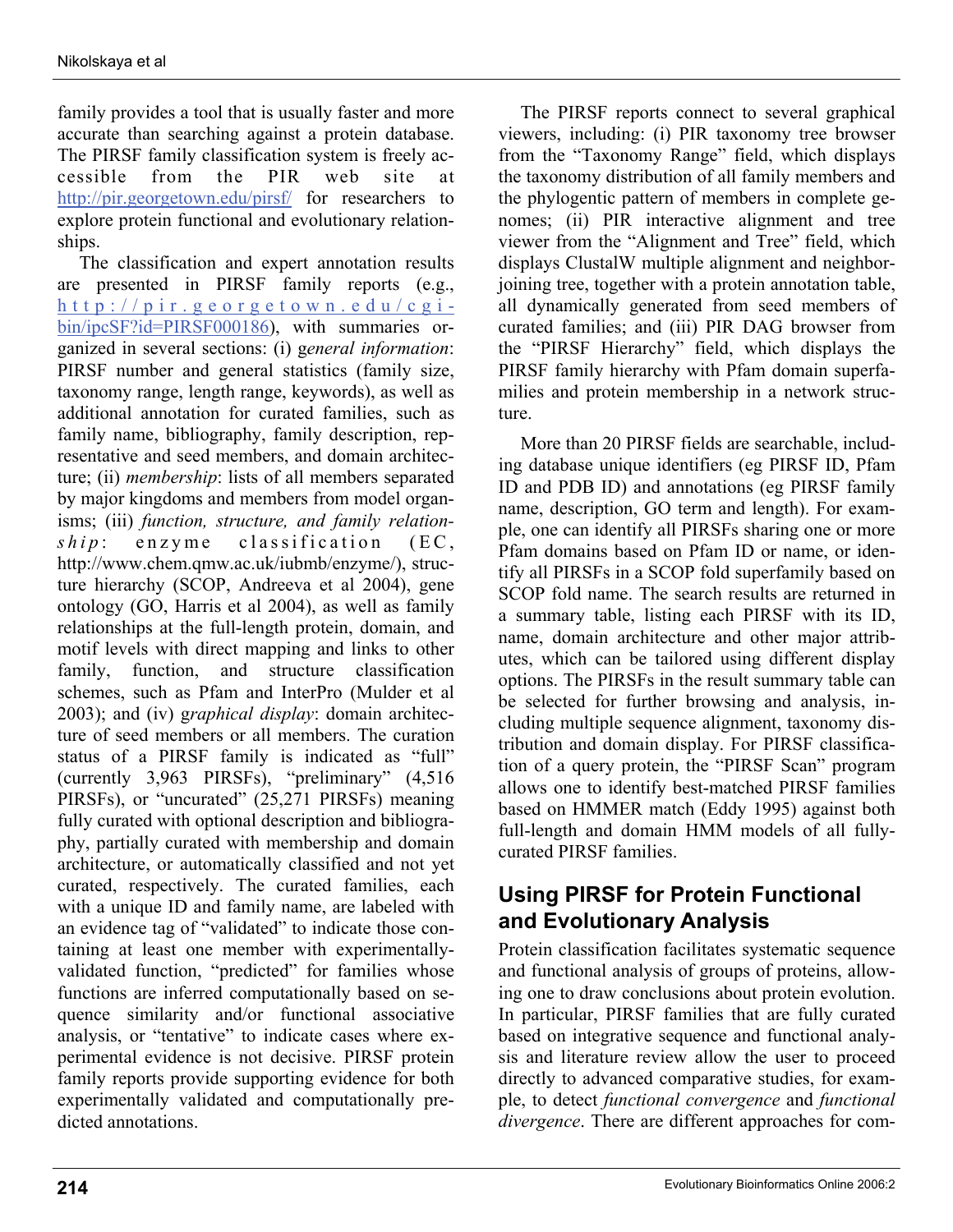family provides a tool that is usually faster and more accurate than searching against a protein database. The PIRSF family classification system is freely accessible from the PIR web site at http://pir.georgetown.edu/pirsf/ for researchers to explore protein functional and evolutionary relationships.

The classification and expert annotation results are presented in PIRSF family reports (e.g., http://pir.georgetown.edu/cgi-bin/ipcSF?id=PIRSF000186), with summaries organized in several sections: (i) g*eneral information*: PIRSF number and general statistics (family size, taxonomy range, length range, keywords), as well as additional annotation for curated families, such as family name, bibliography, family description, representative and seed members, and domain architecture; (ii) *membership*: lists of all members separated by major kingdoms and members from model organisms; (iii) *function, structure, and family relationship*: enzyme classification (EC, http://www.chem.qmw.ac.uk/iubmb/enzyme/), structure hierarchy (SCOP, Andreeva et al 2004), gene ontology (GO, Harris et al 2004), as well as family relationships at the full-length protein, domain, and motif levels with direct mapping and links to other family, function, and structure classification schemes, such as Pfam and InterPro (Mulder et al 2003); and (iv) g*raphical display*: domain architecture of seed members or all members. The curation status of a PIRSF family is indicated as "full" (currently 3,963 PIRSFs), "preliminary" (4,516 PIRSFs), or "uncurated" (25,271 PIRSFs) meaning fully curated with optional description and bibliography, partially curated with membership and domain architecture, or automatically classified and not yet curated, respectively. The curated families, each with a unique ID and family name, are labeled with an evidence tag of "validated" to indicate those containing at least one member with experimentally-validated function, "predicted" for families whose functions are inferred computationally based on sequence similarity and/or functional associative analysis, or "tentative" to indicate cases where experimental evidence is not decisive. PIRSF protein family reports provide supporting evidence for both experimentally validated and computationally predicted annotations.

The PIRSF reports connect to several graphical viewers, including: (i) PIR taxonomy tree browser from the "Taxonomy Range" field, which displays the taxonomy distribution of all family members and the phylogentic pattern of members in complete genomes; (ii) PIR interactive alignment and tree viewer from the "Alignment and Tree" field, which displays ClustalW multiple alignment and neighbor-joining tree, together with a protein annotation table, all dynamically generated from seed members of curated families; and (iii) PIR DAG browser from the "PIRSF Hierarchy" field, which displays the PIRSF family hierarchy with Pfam domain superfamilies and protein membership in a network structure.

More than 20 PIRSF fields are searchable, including database unique identifiers (eg PIRSF ID, Pfam ID and PDB ID) and annotations (eg PIRSF family name, description, GO term and length). For example, one can identify all PIRSFs sharing one or more Pfam domains based on Pfam ID or name, or identify all PIRSFs in a SCOP fold superfamily based on SCOP fold name. The search results are returned in a summary table, listing each PIRSF with its ID, name, domain architecture and other major attributes, which can be tailored using different display options. The PIRSFs in the result summary table can be selected for further browsing and analysis, including multiple sequence alignment, taxonomy distribution and domain display. For PIRSF classification of a query protein, the "PIRSF Scan" program allows one to identify best-matched PIRSF families based on HMMER match (Eddy 1995) against both full-length and domain HMM models of all fully-curated PIRSF families.

## Using PIRSF for Protein Functional and Evolutionary Analysis

Protein classification facilitates systematic sequence and functional analysis of groups of proteins, allowing one to draw conclusions about protein evolution. In particular, PIRSF families that are fully curated based on integrative sequence and functional analysis and literature review allow the user to proceed directly to advanced comparative studies, for example, to detect *functional convergence* and *functional divergence*. There are different approaches for com-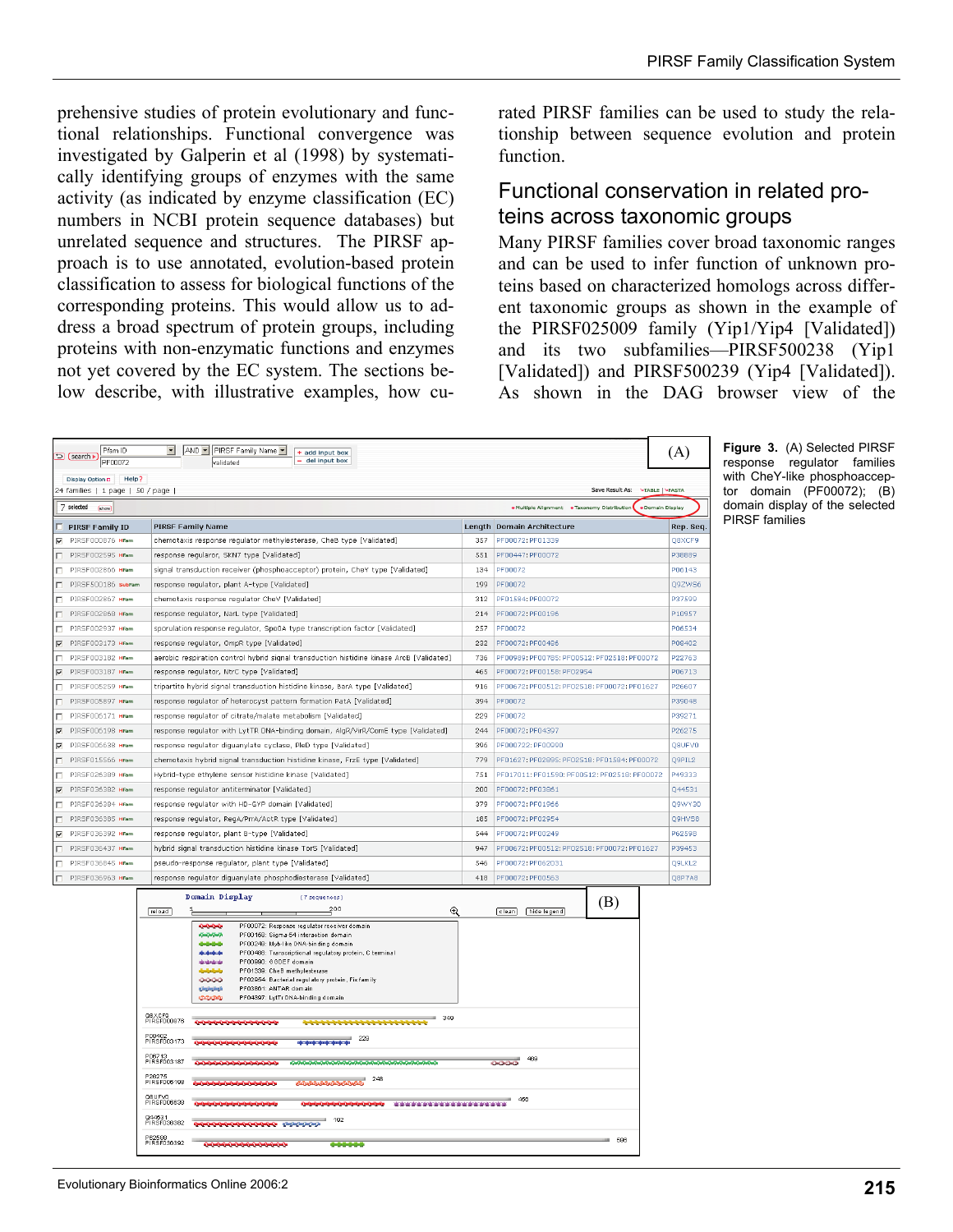prehensive studies of protein evolutionary and functional relationships. Functional convergence was investigated by Galperin et al (1998) by systematically identifying groups of enzymes with the same activity (as indicated by enzyme classification (EC) numbers in NCBI protein sequence databases) but unrelated sequence and structures. The PIRSF approach is to use annotated, evolution-based protein classification to assess for biological functions of the corresponding proteins. This would allow us to address a broad spectrum of protein groups, including proteins with non-enzymatic functions and enzymes not yet covered by the EC system. The sections below describe, with illustrative examples, how curated PIRSF families can be used to study the relationship between sequence evolution and protein function.

## Functional conservation in related proteins across taxonomic groups

Many PIRSF families cover broad taxonomic ranges and can be used to infer function of unknown proteins based on characterized homologs across different taxonomic groups as shown in the example of the PIRSF025009 family (Yip1/Yip4 [Validated]) and its two subfamilies—PIRSF500238 (Yip1 [Validated]) and PIRSF500239 (Yip4 [Validated]). As shown in the DAG browser view of the

| PIRSF Family ID | PIRSF Family Name | Length | Domain Architecture | Rep. Seq. |
|---|---|---|---|---|
| PIRSF000876 | chemotaxis response regulator methylesterase, CheB type [Validated] | 357 | PF00072: PF01339 | Q8XCF9 |
| PIRSF002595 | response regulator, SKN7 type [Validated] | 551 | PF00447: PF00072 | P38889 |
| PIRSF002866 | signal transduction receiver (phosphoacceptor) protein, CheY type [Validated] | 134 | PF00072 | P00143 |
| PIRSF500186 | response regulator, plant A-type [Validated] | 199 | PF00072 | Q9ZWS6 |
| PIRSF002867 | chemotaxis response regulator CheV [Validated] | 312 | PF01584: PF00072 | P37599 |
| PIRSF002868 | response regulator, NarL type [Validated] | 214 | PF00072: PF00196 | P10957 |
| PIRSF002937 | sporulation response regulator, Spo0A type transcription factor [Validated] | 257 | PF00072 | P06534 |
| PIRSF003173 | response regulator, OmpR type [Validated] | 232 | PF00072: PF00486 | P08402 |
| PIRSF003182 | aerobic respiration control hybrid signal transduction histidine kinase ArcB [Validated] | 736 | PF00989: PF00785: PF00512: PF02518: PF00072 | P22763 |
| PIRSF003187 | response regulator, NtrC type [Validated] | 465 | PF00072: PF00158: PF02954 | P06713 |
| PIRSF005259 | tripartite hybrid signal transduction histidine kinase, BarA type [Validated] | 916 | PF00672: PF00512: PF02518: PF00072: PF01627 | P26607 |
| PIRSF005897 | response regulator of heterocyst pattern formation PatA [Validated] | 394 | PF00072 | P39048 |
| PIRSF006171 | response regulator of citrate/malate metabolism [Validated] | 229 | PF00072 | P39271 |
| PIRSF006198 | response regulator with LytTR DNA-binding domain, AlgR/VirR/ComE type [Validated] | 244 | PF00072: PF04397 | P26275 |
| PIRSF006638 | response regulator diguanylate cyclase, PleD type [Validated] | 396 | PF00072: PF00990 | Q8UFV0 |
| PIRSF015566 | chemotaxis hybrid signal transduction histidine kinase, FrzE type [Validated] | 779 | PF01627: PF02895: PF02518: PF01584: PF00072 | Q9PIL2 |
| PIRSF026389 | Hybrid-type ethylene sensor histidine kinase [Validated] | 751 | PF01711: PF01590: PF00512: PF02518: PF00072 | P49333 |
| PIRSF036382 | response regulator antiterminator [Validated] | 200 | PF00072: PF03861 | Q44531 |
| PIRSF036384 | response regulator with HD-GYP domain [Validated] | 379 | PF00072: PF01966 | Q9WY30 |
| PIRSF036385 | response regulator, RegA/PrrA/ActR type [Validated] | 185 | PF00072: PF02954 | Q9HV58 |
| PIRSF036392 | response regulator, plant B-type [Validated] | 544 | PF00072: PF00249 | P62598 |
| PIRSF036437 | hybrid signal transduction histidine kinase TorS [Validated] | 947 | PF00672: PF00512: PF02518: PF00072: PF01627 | P39453 |
| PIRSF036845 | pseudo-response regulator, plant type [Validated] | 546 | PF00072: PF062031 | Q9LKL2 |
| PIRSF036963 | response regulator diguanylate phosphodiesterase [Validated] | 418 | PF00072: PF00563 | Q8P7A8 |

**Figure 3.** (A) Selected PIRSF response regulator families with CheY-like phosphoacceptor domain (PF00072); (B) domain display of the selected PIRSF families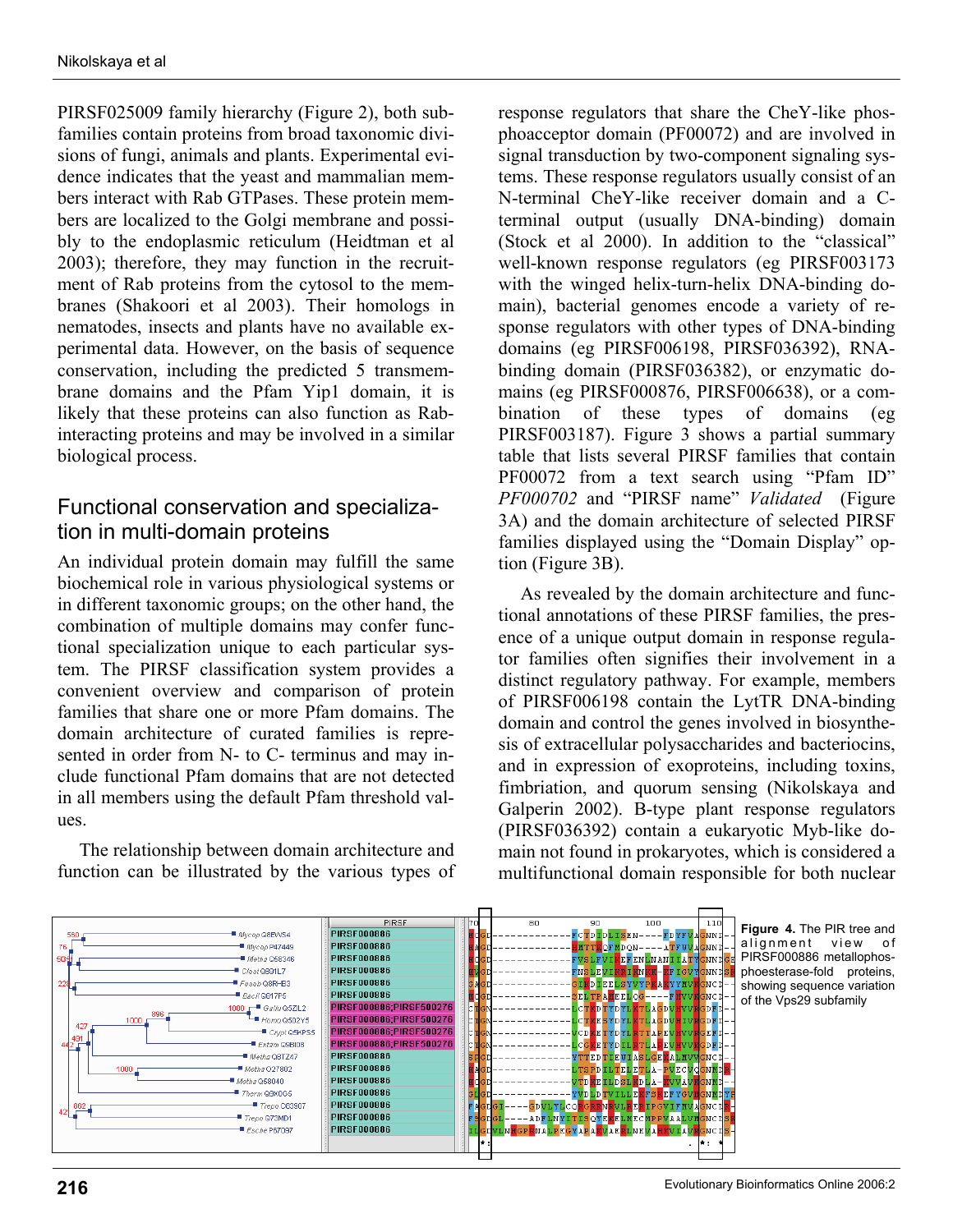PIRSF025009 family hierarchy (Figure 2), both subfamilies contain proteins from broad taxonomic divisions of fungi, animals and plants. Experimental evidence indicates that the yeast and mammalian members interact with Rab GTPases. These protein members are localized to the Golgi membrane and possibly to the endoplasmic reticulum (Heidtman et al 2003); therefore, they may function in the recruitment of Rab proteins from the cytosol to the membranes (Shakoori et al 2003). Their homologs in nematodes, insects and plants have no available experimental data. However, on the basis of sequence conservation, including the predicted 5 transmembrane domains and the Pfam Yip1 domain, it is likely that these proteins can also function as Rab-interacting proteins and may be involved in a similar biological process.

## Functional conservation and specialization in multi-domain proteins

An individual protein domain may fulfill the same biochemical role in various physiological systems or in different taxonomic groups; on the other hand, the combination of multiple domains may confer functional specialization unique to each particular system. The PIRSF classification system provides a convenient overview and comparison of protein families that share one or more Pfam domains. The domain architecture of curated families is represented in order from N- to C- terminus and may include functional Pfam domains that are not detected in all members using the default Pfam threshold values.

The relationship between domain architecture and function can be illustrated by the various types of response regulators that share the CheY-like phosphoacceptor domain (PF00072) and are involved in signal transduction by two-component signaling systems. These response regulators usually consist of an N-terminal CheY-like receiver domain and a C-terminal output (usually DNA-binding) domain (Stock et al 2000). In addition to the "classical" well-known response regulators (eg PIRSF003173 with the winged helix-turn-helix DNA-binding domain), bacterial genomes encode a variety of response regulators with other types of DNA-binding domains (eg PIRSF006198, PIRSF036392), RNA-binding domain (PIRSF036382), or enzymatic domains (eg PIRSF000876, PIRSF006638), or a combination of these types of domains (eg PIRSF003187). Figure 3 shows a partial summary table that lists several PIRSF families that contain PF00072 from a text search using "Pfam ID" *PF000702* and "PIRSF name" *Validated* (Figure 3A) and the domain architecture of selected PIRSF families displayed using the "Domain Display" option (Figure 3B).

As revealed by the domain architecture and functional annotations of these PIRSF families, the presence of a unique output domain in response regulator families often signifies their involvement in a distinct regulatory pathway. For example, members of PIRSF006198 contain the LytTR DNA-binding domain and control the genes involved in biosynthesis of extracellular polysaccharides and bacteriocins, and in expression of exoproteins, including toxins, fimbriation, and quorum sensing (Nikolskaya and Galperin 2002). B-type plant response regulators (PIRSF036392) contain a eukaryotic Myb-like domain not found in prokaryotes, which is considered a multifunctional domain responsible for both nuclear

**Figure 4.** The PIR tree and alignment view of PIRSF000886 metallophosphoesterase-fold proteins, showing sequence variation of the Vps29 subfamily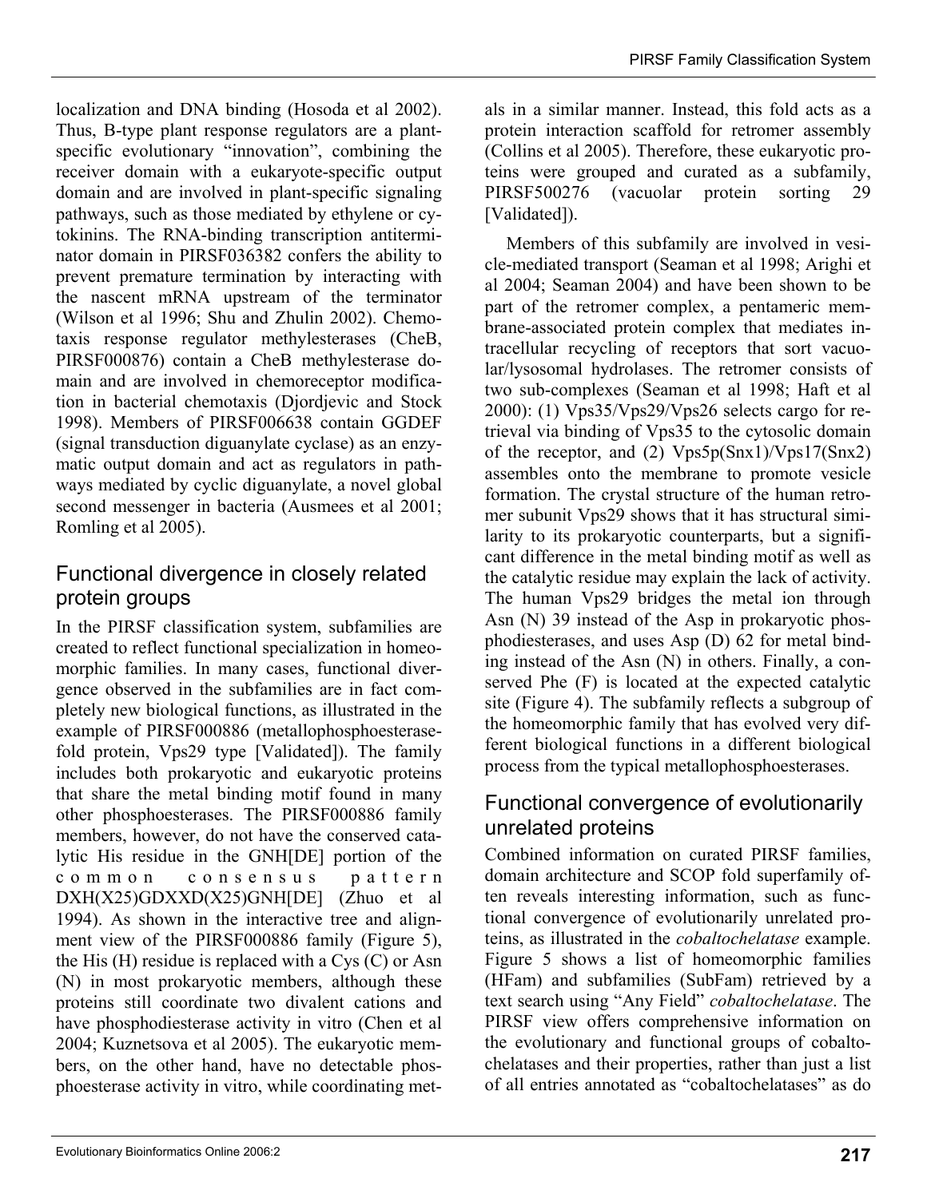localization and DNA binding (Hosoda et al 2002). Thus, B-type plant response regulators are a plant-specific evolutionary "innovation", combining the receiver domain with a eukaryote-specific output domain and are involved in plant-specific signaling pathways, such as those mediated by ethylene or cytokinins. The RNA-binding transcription antiterminator domain in PIRSF036382 confers the ability to prevent premature termination by interacting with the nascent mRNA upstream of the terminator (Wilson et al 1996; Shu and Zhulin 2002). Chemotaxis response regulator methylesterases (CheB, PIRSF000876) contain a CheB methylesterase domain and are involved in chemoreceptor modification in bacterial chemotaxis (Djordjevic and Stock 1998). Members of PIRSF006638 contain GGDEF (signal transduction diguanylate cyclase) as an enzymatic output domain and act as regulators in pathways mediated by cyclic diguanylate, a novel global second messenger in bacteria (Ausmees et al 2001; Romling et al 2005).

## Functional divergence in closely related protein groups

In the PIRSF classification system, subfamilies are created to reflect functional specialization in homeomorphic families. In many cases, functional divergence observed in the subfamilies are in fact completely new biological functions, as illustrated in the example of PIRSF000886 (metallophosphoesterase-fold protein, Vps29 type [Validated]). The family includes both prokaryotic and eukaryotic proteins that share the metal binding motif found in many other phosphoesterases. The PIRSF000886 family members, however, do not have the conserved catalytic His residue in the GNH[DE] portion of the common consensus pattern DXH(X25)GDXXD(X25)GNH[DE] (Zhuo et al 1994). As shown in the interactive tree and alignment view of the PIRSF000886 family (Figure 5), the His (H) residue is replaced with a Cys (C) or Asn (N) in most prokaryotic members, although these proteins still coordinate two divalent cations and have phosphodiesterase activity in vitro (Chen et al 2004; Kuznetsova et al 2005). The eukaryotic members, on the other hand, have no detectable phosphoesterase activity in vitro, while coordinating metals in a similar manner. Instead, this fold acts as a protein interaction scaffold for retromer assembly (Collins et al 2005). Therefore, these eukaryotic proteins were grouped and curated as a subfamily, PIRSF500276 (vacuolar protein sorting 29 [Validated]).

Members of this subfamily are involved in vesicle-mediated transport (Seaman et al 1998; Arighi et al 2004; Seaman 2004) and have been shown to be part of the retromer complex, a pentameric membrane-associated protein complex that mediates intracellular recycling of receptors that sort vacuolar/lysosomal hydrolases. The retromer consists of two sub-complexes (Seaman et al 1998; Haft et al 2000): (1) Vps35/Vps29/Vps26 selects cargo for retrieval via binding of Vps35 to the cytosolic domain of the receptor, and (2) Vps5p(Snx1)/Vps17(Snx2) assembles onto the membrane to promote vesicle formation. The crystal structure of the human retromer subunit Vps29 shows that it has structural similarity to its prokaryotic counterparts, but a significant difference in the metal binding motif as well as the catalytic residue may explain the lack of activity. The human Vps29 bridges the metal ion through Asn (N) 39 instead of the Asp in prokaryotic phosphodiesterases, and uses Asp (D) 62 for metal binding instead of the Asn (N) in others. Finally, a conserved Phe (F) is located at the expected catalytic site (Figure 4). The subfamily reflects a subgroup of the homeomorphic family that has evolved very different biological functions in a different biological process from the typical metallophosphoesterases.

## Functional convergence of evolutionarily unrelated proteins

Combined information on curated PIRSF families, domain architecture and SCOP fold superfamily often reveals interesting information, such as functional convergence of evolutionarily unrelated proteins, as illustrated in the *cobaltochelatase* example. Figure 5 shows a list of homeomorphic families (HFam) and subfamilies (SubFam) retrieved by a text search using "Any Field" *cobaltochelatase*. The PIRSF view offers comprehensive information on the evolutionary and functional groups of cobaltochelatases and their properties, rather than just a list of all entries annotated as "cobaltochelatases" as do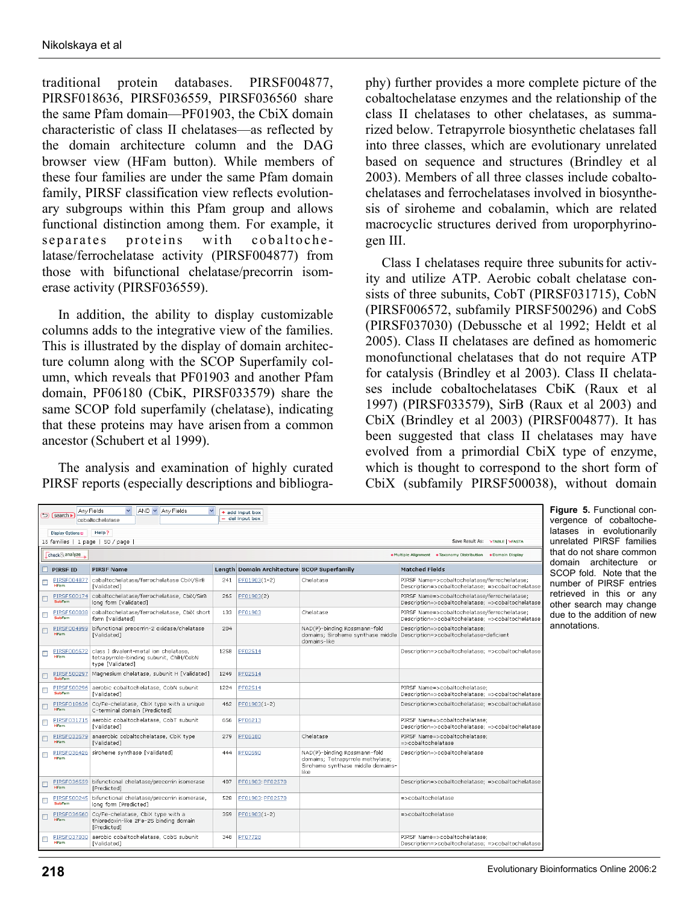traditional protein databases. PIRSF004877, PIRSF018636, PIRSF036559, PIRSF036560 share the same Pfam domain—PF01903, the CbiX domain characteristic of class II chelatases—as reflected by the domain architecture column and the DAG browser view (HFam button). While members of these four families are under the same Pfam domain family, PIRSF classification view reflects evolutionary subgroups within this Pfam group and allows functional distinction among them. For example, it separates proteins with cobaltochelatase/ferrochelatase activity (PIRSF004877) from those with bifunctional chelatase/precorrin isomerase activity (PIRSF036559).

In addition, the ability to display customizable columns adds to the integrative view of the families. This is illustrated by the display of domain architecture column along with the SCOP Superfamily column, which reveals that PF01903 and another Pfam domain, PF06180 (CbiK, PIRSF033579) share the same SCOP fold superfamily (chelatase), indicating that these proteins may have arisen from a common ancestor (Schubert et al 1999).

The analysis and examination of highly curated PIRSF reports (especially descriptions and bibliography) further provides a more complete picture of the cobaltochelatase enzymes and the relationship of the class II chelatases to other chelatases, as summarized below. Tetrapyrrole biosynthetic chelatases fall into three classes, which are evolutionary unrelated based on sequence and structures (Brindley et al 2003). Members of all three classes include cobaltochelatases and ferrochelatases involved in biosynthesis of siroheme and cobalamin, which are related macrocyclic structures derived from uroporphyrinogen III.

Class I chelatases require three subunits for activity and utilize ATP. Aerobic cobalt chelatase consists of three subunits, CobT (PIRSF031715), CobN (PIRSF006572, subfamily PIRSF500296) and CobS (PIRSF037030) (Debussche et al 1992; Heldt et al 2005). Class II chelatases are defined as homomeric monofunctional chelatases that do not require ATP for catalysis (Brindley et al 2003). Class II chelatases include cobaltochelatases CbiK (Raux et al 1997) (PIRSF033579), SirB (Raux et al 2003) and CbiX (Brindley et al 2003) (PIRSF004877). It has been suggested that class II chelatases may have evolved from a primordial CbiX type of enzyme, which is thought to correspond to the short form of CbiX (subfamily PIRSF500038), without domain

Any Fields [AND] Any Fields — search: cobaltochelatase — 15 families | 1 page | 50 / page

| PIRSF ID | PIRSF Name | Length | Domain Architecture | SCOP Superfamily | Matched Fields |
|---|---|---|---|---|---|
| PIRSF004877 HFam | cobaltochelatase/ferrochelatase CbiX/SirB [Validated] | 241 | PF01903(1-2) | Chelatase | PIRSF Name=>cobaltochelatase/ferrochelatase; Description=>cobaltochelatase; =>cobaltochelatase |
| PIRSF500174 SubFam | cobaltochelatase/ferrochelatase, CbiX/SirB long form [Validated] | 265 | PF01903(2) | | PIRSF Name=>cobaltochelatase/ferrochelatase; Description=>cobaltochelatase; =>cobaltochelatase |
| PIRSF500038 SubFam | cobaltochelatase/ferrochelatase, CbiX short form [Validated] | 133 | PF01903 | Chelatase | PIRSF Name=>cobaltochelatase/ferrochelatase; Description=>cobaltochelatase; =>cobaltochelatase |
| PIRSF004999 HFam | bifunctional precorrin-2 oxidase/chelatase [Validated] | 204 | | NAD(P)-binding Rossmann-fold domains; Siroheme synthase middle domains-like | Description=>cobaltochelatase; Description=>cobaltochelatase-deficient |
| PIRSF006572 HFam | class I divalent-metal ion chelatase, tetrapyrrole-binding subunit, ChlH/CobN type [Validated] | 1258 | PF02514 | | Description=>cobaltochelatase; =>cobaltochelatase |
| PIRSF500297 SubFam | Magnesium chelatase, subunit H [Validated] | 1249 | PF02514 | | |
| PIRSF500296 SubFam | aerobic cobaltochelatase, CobN subunit [Validated] | 1224 | PF02514 | | PIRSF Name=>cobaltochelatase; Description=>cobaltochelatase; =>cobaltochelatase |
| PIRSF018636 HFam | Co/Fe-chelatase, CbiX type with a unique C-terminal domain [Predicted] | 462 | PF01903(1-2) | | Description=>cobaltochelatase; =>cobaltochelatase |
| PIRSF031715 HFam | aerobic cobaltochelatase, CobT subunit [Validated] | 656 | PF06213 | | PIRSF Name=>cobaltochelatase; Description=>cobaltochelatase; =>cobaltochelatase |
| PIRSF033579 HFam | anaerobic cobaltochelatase, CbiK type [Validated] | 279 | PF06180 | Chelatase | PIRSF Name=>cobaltochelatase; =>cobaltochelatase |
| PIRSF036426 HFam | siroheme synthase [Validated] | 444 | PF00590 | NAD(P)-binding Rossmann-fold domains; Tetrapyrrole methylase; Siroheme synthase middle domains-like | Description=>cobaltochelatase |
| PIRSF036559 HFam | bifunctional chelatase/precorrin isomerase [Predicted] | 407 | PF01903; PF02570 | | Description=>cobaltochelatase; =>cobaltochelatase |
| PIRSF500245 SubFam | bifunctional chelatase/precorrin isomerase, long form [Predicted] | 528 | PF01903; PF02570 | | =>cobaltochelatase |
| PIRSF036560 HFam | Co/Fe-chelatase, CbiX type with a thioredoxin-like 2Fe-2S binding domain [Predicted] | 359 | PF01903(1-2) | | =>cobaltochelatase |
| PIRSF037030 HFam | aerobic cobaltochelatase, CobS subunit [Validated] | 348 | PF07728 | | PIRSF Name=>cobaltochelatase; Description=>cobaltochelatase; =>cobaltochelatase |

**Figure 5.** Functional convergence of cobaltochelatases in evolutionarily unrelated PIRSF families that do not share common domain architecture or SCOP fold. Note that the number of PIRSF entries retrieved in this or any other search may change due to the addition of new annotations.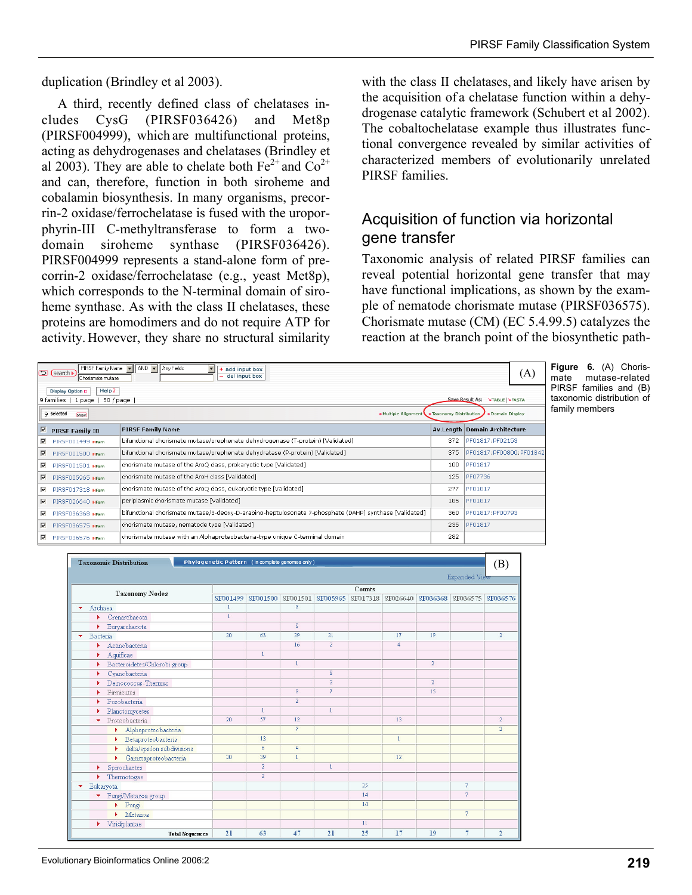duplication (Brindley et al 2003).

A third, recently defined class of chelatases includes CysG (PIRSF036426) and Met8p (PIRSF004999), which are multifunctional proteins, acting as dehydrogenases and chelatases (Brindley et al 2003). They are able to chelate both $Fe^{2+}$ and $Co^{2+}$ and can, therefore, function in both siroheme and cobalamin biosynthesis. In many organisms, precorrin-2 oxidase/ferrochelatase is fused with the uroporphyrin-III C-methyltransferase to form a two-domain siroheme synthase (PIRSF036426). PIRSF004999 represents a stand-alone form of precorrin-2 oxidase/ferrochelatase (e.g., yeast Met8p), which corresponds to the N-terminal domain of siroheme synthase. As with the class II chelatases, these proteins are homodimers and do not require ATP for activity. However, they share no structural similarity with the class II chelatases, and likely have arisen by the acquisition of a chelatase function within a dehydrogenase catalytic framework (Schubert et al 2002). The cobaltochelatase example thus illustrates functional convergence revealed by similar activities of characterized members of evolutionarily unrelated PIRSF families.

## Acquisition of function via horizontal gene transfer

Taxonomic analysis of related PIRSF families can reveal potential horizontal gene transfer that may have functional implications, as shown by the example of nematode chorismate mutase (PIRSF036575). Chorismate mutase (CM) (EC 5.4.99.5) catalyzes the reaction at the branch point of the biosynthetic path-

(A)

| PIRSF Family ID | PIRSF Family Name | Av.Length | Domain Architecture |
|---|---|---|---|
| PIRSF001499 | bifunctional chorismate mutase/prephenate dehydrogenase (T-protein) [Validated] | 372 | PF01817:PF02153 |
| PIRSF001500 | bifunctional chorismate mutase/prephenate dehydratase (P-protein) [Validated] | 375 | PF01817:PF00800:PF01842 |
| PIRSF001501 | chorismate mutase of the AroQ class, prokaryotic type [Validated] | 100 | PF01817 |
| PIRSF005965 | chorismate mutase of the AroH class [Validated] | 125 | PF07736 |
| PIRSF017318 | chorismate mutase of the AroQ class, eukaryotic type [Validated] | 277 | PF01817 |
| PIRSF026640 | periplasmic chorismate mutase [Validated] | 185 | PF01817 |
| PIRSF036368 | bifunctional chorismate mutase/3-deoxy-D-arabino-heptulosonate 7-phosphate (DAHP) synthase [Validated] | 360 | PF01817:PF00793 |
| PIRSF036575 | chorismate mutase, nematode type [Validated] | 235 | PF01817 |
| PIRSF036576 | chorismate mutase with an Alphaproteobacteria-type unique C-terminal domain | 282 | |

(B) Taxonomic Distribution

| Taxonomy Nodes | SF001499 | SF001500 | SF001501 | SF005965 | SF017318 | SF026640 | SF036368 | SF036575 | SF036576 |
|---|---|---|---|---|---|---|---|---|---|
| Archaea | 1 | | 8 | | | | | | |
| Crenarchaeota | 1 | | | | | | | | |
| Euryarchaeota | | | 8 | | | | | | |
| Bacteria | 20 | 63 | 39 | 21 | | 17 | 19 | | 2 |
| Actinobacteria | | | 16 | 2 | | 4 | | | |
| Aquificae | | 1 | | | | | | | |
| Bacteroidetes/Chlorobi group | | | 1 | | | | 2 | | |
| Cyanobacteria | | | | 8 | | | | | |
| Deinococcus-Thermus | | | | 2 | | | 2 | | |
| Firmicutes | | | 8 | 7 | | | 15 | | |
| Fusobacteria | | | 2 | | | | | | |
| Planctomycetes | | 1 | | 1 | | | | | |
| Proteobacteria | 20 | 57 | 12 | | | 13 | | | 2 |
| Alphaproteobacteria | | | 7 | | | | | | 2 |
| Betaproteobacteria | | 12 | | | | 1 | | | |
| delta/epsilon subdivisions | | 6 | 4 | | | | | | |
| Gammaproteobacteria | 20 | 39 | 1 | | | 12 | | | |
| Spirochaetes | | 2 | | 1 | | | | | |
| Thermotogae | | 2 | | | | | | | |
| Eukaryota | | | | | 25 | | | 7 | |
| Fungi/Metazoa group | | | | | 14 | | | 7 | |
| Fungi | | | | | 14 | | | | |
| Metazoa | | | | | | | | 7 | |
| Viridiplantae | | | | | 11 | | | | |
| Total Sequences | 21 | 63 | 47 | 21 | 25 | 17 | 19 | 7 | 2 |

**Figure 6.** (A) Chorismate mutase-related PIRSF families and (B) taxonomic distribution of family members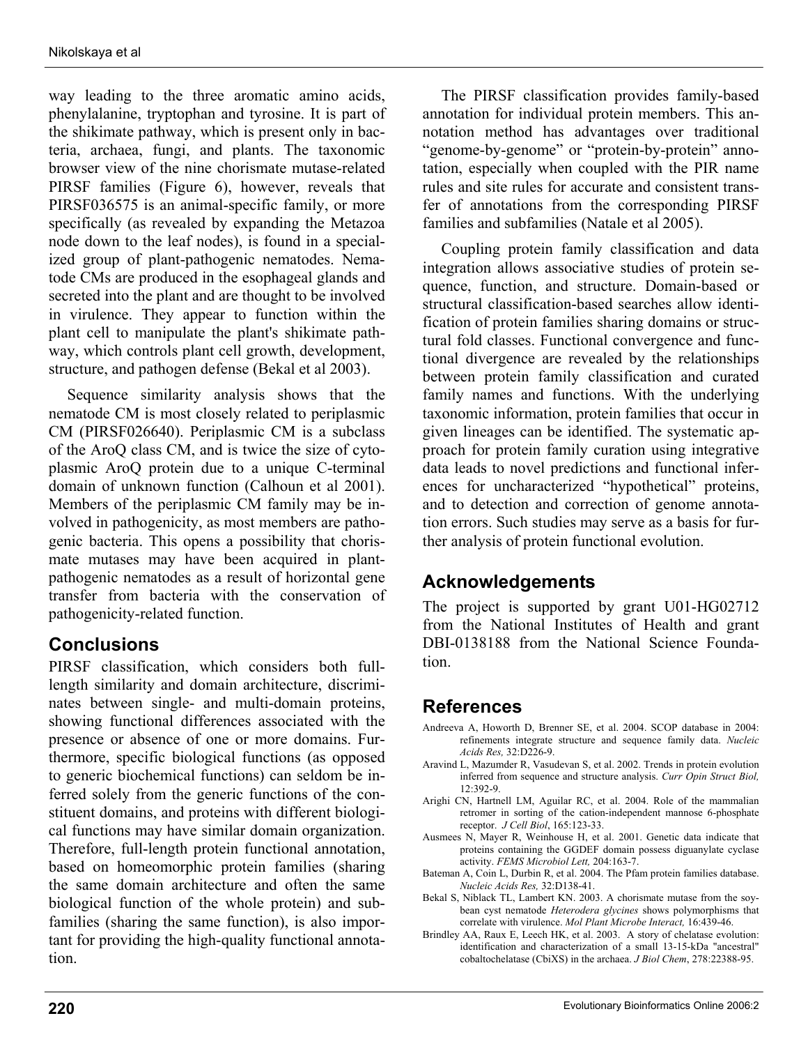way leading to the three aromatic amino acids, phenylalanine, tryptophan and tyrosine. It is part of the shikimate pathway, which is present only in bacteria, archaea, fungi, and plants. The taxonomic browser view of the nine chorismate mutase-related PIRSF families (Figure 6), however, reveals that PIRSF036575 is an animal-specific family, or more specifically (as revealed by expanding the Metazoa node down to the leaf nodes), is found in a specialized group of plant-pathogenic nematodes. Nematode CMs are produced in the esophageal glands and secreted into the plant and are thought to be involved in virulence. They appear to function within the plant cell to manipulate the plant's shikimate pathway, which controls plant cell growth, development, structure, and pathogen defense (Bekal et al 2003).

Sequence similarity analysis shows that the nematode CM is most closely related to periplasmic CM (PIRSF026640). Periplasmic CM is a subclass of the AroQ class CM, and is twice the size of cytoplasmic AroQ protein due to a unique C-terminal domain of unknown function (Calhoun et al 2001). Members of the periplasmic CM family may be involved in pathogenicity, as most members are pathogenic bacteria. This opens a possibility that chorismate mutases may have been acquired in plant-pathogenic nematodes as a result of horizontal gene transfer from bacteria with the conservation of pathogenicity-related function.

## Conclusions

PIRSF classification, which considers both full-length similarity and domain architecture, discriminates between single- and multi-domain proteins, showing functional differences associated with the presence or absence of one or more domains. Furthermore, specific biological functions (as opposed to generic biochemical functions) can seldom be inferred solely from the generic functions of the constituent domains, and proteins with different biological functions may have similar domain organization. Therefore, full-length protein functional annotation, based on homeomorphic protein families (sharing the same domain architecture and often the same biological function of the whole protein) and subfamilies (sharing the same function), is also important for providing the high-quality functional annotation.

The PIRSF classification provides family-based annotation for individual protein members. This annotation method has advantages over traditional "genome-by-genome" or "protein-by-protein" annotation, especially when coupled with the PIR name rules and site rules for accurate and consistent transfer of annotations from the corresponding PIRSF families and subfamilies (Natale et al 2005).

Coupling protein family classification and data integration allows associative studies of protein sequence, function, and structure. Domain-based or structural classification-based searches allow identification of protein families sharing domains or structural fold classes. Functional convergence and functional divergence are revealed by the relationships between protein family classification and curated family names and functions. With the underlying taxonomic information, protein families that occur in given lineages can be identified. The systematic approach for protein family curation using integrative data leads to novel predictions and functional inferences for uncharacterized "hypothetical" proteins, and to detection and correction of genome annotation errors. Such studies may serve as a basis for further analysis of protein functional evolution.

## Acknowledgements

The project is supported by grant U01-HG02712 from the National Institutes of Health and grant DBI-0138188 from the National Science Foundation.

## References

Andreeva A, Howorth D, Brenner SE, et al. 2004. SCOP database in 2004: refinements integrate structure and sequence family data. *Nucleic Acids Res,* 32:D226-9.

Aravind L, Mazumder R, Vasudevan S, et al. 2002. Trends in protein evolution inferred from sequence and structure analysis. *Curr Opin Struct Biol,* 12:392-9.

Arighi CN, Hartnell LM, Aguilar RC, et al. 2004. Role of the mammalian retromer in sorting of the cation-independent mannose 6-phosphate receptor. *J Cell Biol*, 165:123-33.

Ausmees N, Mayer R, Weinhouse H, et al. 2001. Genetic data indicate that proteins containing the GGDEF domain possess diguanylate cyclase activity. *FEMS Microbiol Lett,* 204:163-7.

Bateman A, Coin L, Durbin R, et al. 2004. The Pfam protein families database. *Nucleic Acids Res,* 32:D138-41.

Bekal S, Niblack TL, Lambert KN. 2003. A chorismate mutase from the soybean cyst nematode *Heterodera glycines* shows polymorphisms that correlate with virulence. *Mol Plant Microbe Interact,* 16:439-46.

Brindley AA, Raux E, Leech HK, et al. 2003. A story of chelatase evolution: identification and characterization of a small 13-15-kDa "ancestral" cobaltochelatase (CbiXS) in the archaea. *J Biol Chem*, 278:22388-95.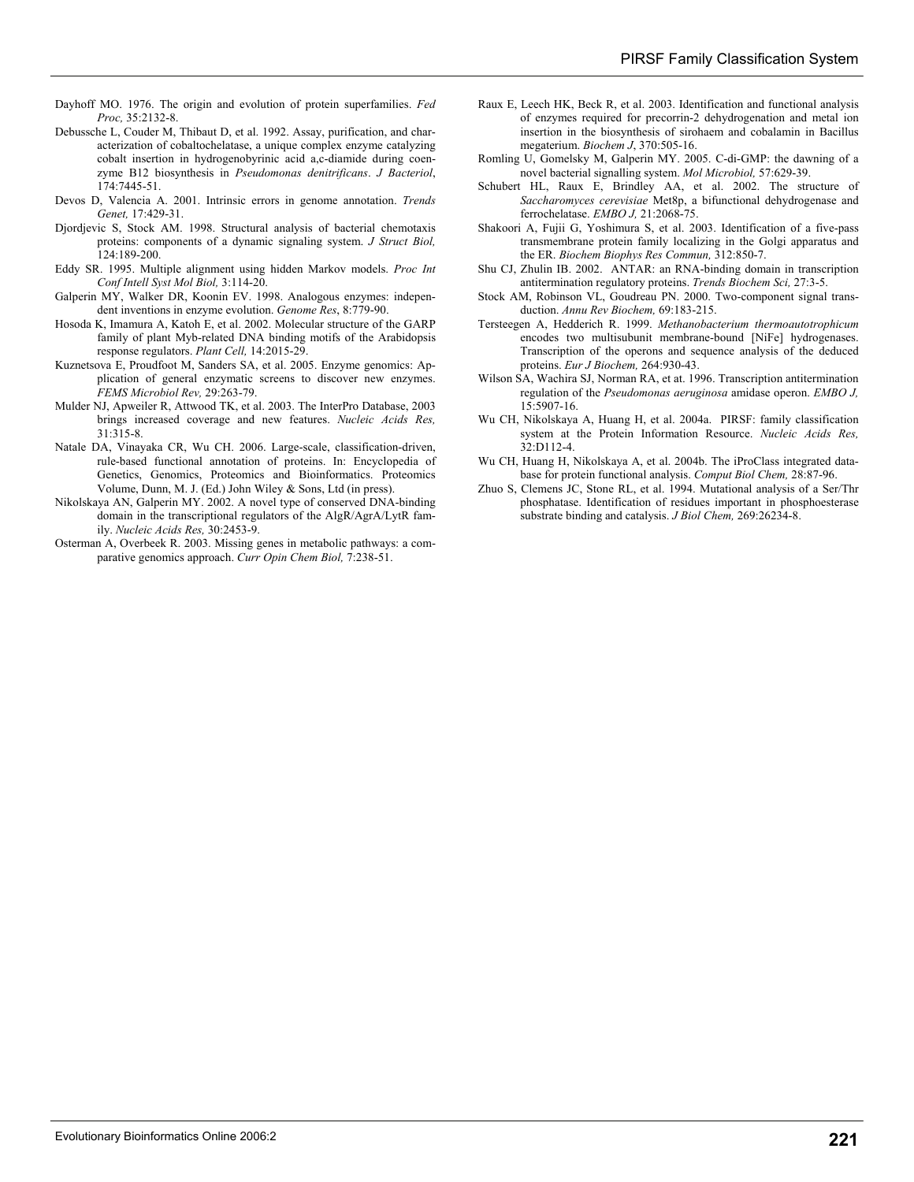Dayhoff MO. 1976. The origin and evolution of protein superfamilies. *Fed Proc,* 35:2132-8.

Debussche L, Couder M, Thibaut D, et al. 1992. Assay, purification, and characterization of cobaltochelatase, a unique complex enzyme catalyzing cobalt insertion in hydrogenobyrinic acid a,c-diamide during coenzyme B12 biosynthesis in *Pseudomonas denitrificans*. *J Bacteriol*, 174:7445-51.

Devos D, Valencia A. 2001. Intrinsic errors in genome annotation. *Trends Genet,* 17:429-31.

Djordjevic S, Stock AM. 1998. Structural analysis of bacterial chemotaxis proteins: components of a dynamic signaling system. *J Struct Biol,* 124:189-200.

Eddy SR. 1995. Multiple alignment using hidden Markov models. *Proc Int Conf Intell Syst Mol Biol,* 3:114-20.

Galperin MY, Walker DR, Koonin EV. 1998. Analogous enzymes: independent inventions in enzyme evolution. *Genome Res*, 8:779-90.

Hosoda K, Imamura A, Katoh E, et al. 2002. Molecular structure of the GARP family of plant Myb-related DNA binding motifs of the Arabidopsis response regulators. *Plant Cell,* 14:2015-29.

Kuznetsova E, Proudfoot M, Sanders SA, et al. 2005. Enzyme genomics: Application of general enzymatic screens to discover new enzymes. *FEMS Microbiol Rev,* 29:263-79.

Mulder NJ, Apweiler R, Attwood TK, et al. 2003. The InterPro Database, 2003 brings increased coverage and new features. *Nucleic Acids Res,* 31:315-8.

Natale DA, Vinayaka CR, Wu CH. 2006. Large-scale, classification-driven, rule-based functional annotation of proteins. In: Encyclopedia of Genetics, Genomics, Proteomics and Bioinformatics. Proteomics Volume, Dunn, M. J. (Ed.) John Wiley & Sons, Ltd (in press).

Nikolskaya AN, Galperin MY. 2002. A novel type of conserved DNA-binding domain in the transcriptional regulators of the AlgR/AgrA/LytR family. *Nucleic Acids Res,* 30:2453-9.

Osterman A, Overbeek R. 2003. Missing genes in metabolic pathways: a comparative genomics approach. *Curr Opin Chem Biol,* 7:238-51.

Raux E, Leech HK, Beck R, et al. 2003. Identification and functional analysis of enzymes required for precorrin-2 dehydrogenation and metal ion insertion in the biosynthesis of sirohaem and cobalamin in Bacillus megaterium. *Biochem J*, 370:505-16.

Romling U, Gomelsky M, Galperin MY. 2005. C-di-GMP: the dawning of a novel bacterial signalling system. *Mol Microbiol,* 57:629-39.

Schubert HL, Raux E, Brindley AA, et al. 2002. The structure of *Saccharomyces cerevisiae* Met8p, a bifunctional dehydrogenase and ferrochelatase. *EMBO J,* 21:2068-75.

Shakoori A, Fujii G, Yoshimura S, et al. 2003. Identification of a five-pass transmembrane protein family localizing in the Golgi apparatus and the ER. *Biochem Biophys Res Commun,* 312:850-7.

Shu CJ, Zhulin IB. 2002. ANTAR: an RNA-binding domain in transcription antitermination regulatory proteins. *Trends Biochem Sci,* 27:3-5.

Stock AM, Robinson VL, Goudreau PN. 2000. Two-component signal transduction. *Annu Rev Biochem,* 69:183-215.

Tersteegen A, Hedderich R. 1999. *Methanobacterium thermoautotrophicum* encodes two multisubunit membrane-bound [NiFe] hydrogenases. Transcription of the operons and sequence analysis of the deduced proteins. *Eur J Biochem,* 264:930-43.

Wilson SA, Wachira SJ, Norman RA, et al. 1996. Transcription antitermination regulation of the *Pseudomonas aeruginosa* amidase operon. *EMBO J,* 15:5907-16.

Wu CH, Nikolskaya A, Huang H, et al. 2004a. PIRSF: family classification system at the Protein Information Resource. *Nucleic Acids Res,* 32:D112-4.

Wu CH, Huang H, Nikolskaya A, et al. 2004b. The iProClass integrated database for protein functional analysis. *Comput Biol Chem,* 28:87-96.

Zhuo S, Clemens JC, Stone RL, et al. 1994. Mutational analysis of a Ser/Thr phosphatase. Identification of residues important in phosphoesterase substrate binding and catalysis. *J Biol Chem,* 269:26234-8.